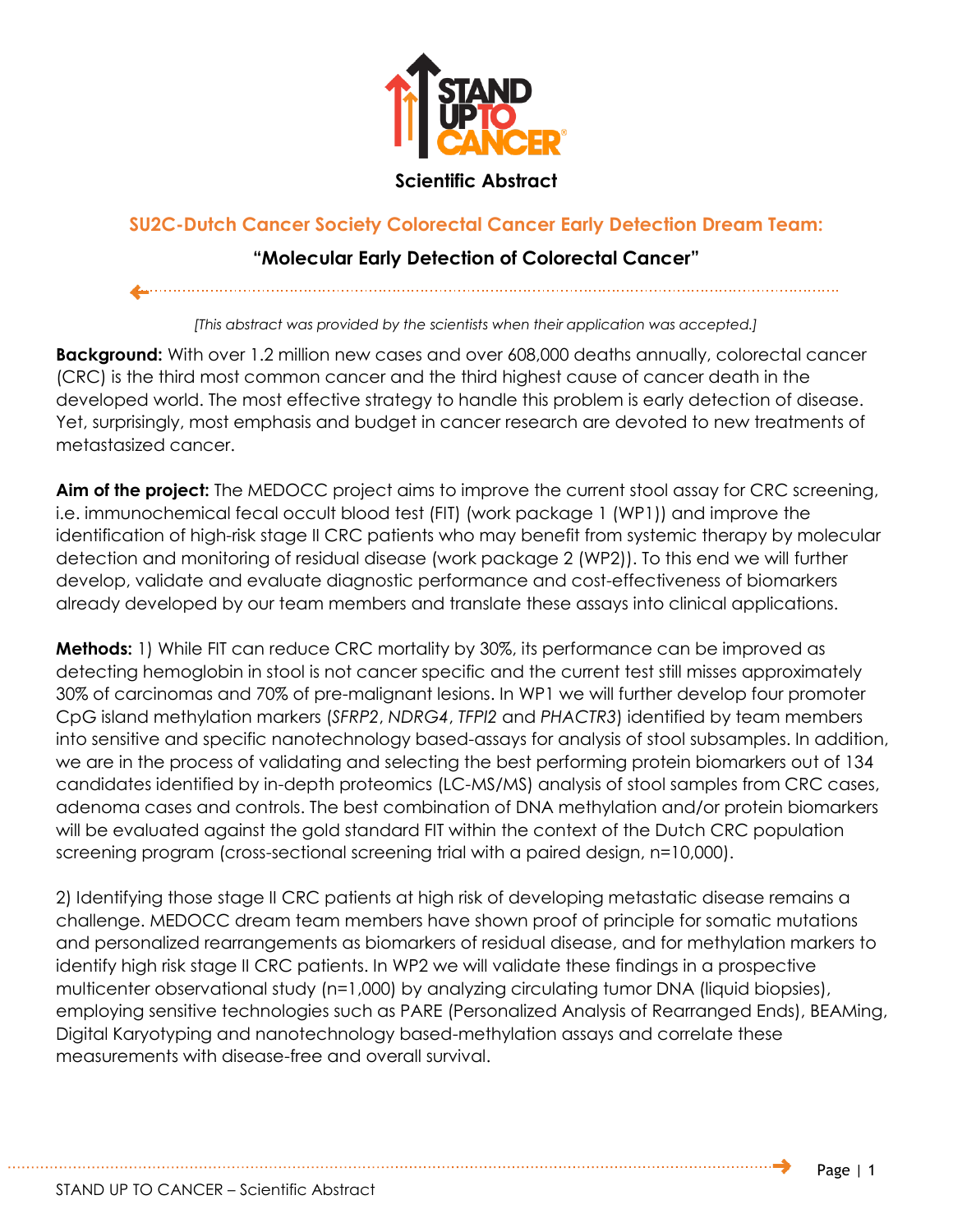# Scientific Abstract

## SU2C-Dutch Cancer Society Colorectal Cancer Early Detection Dream Team:

### "Molecular Early Detection of Colorectal Cancer"

*[This abstract was provided by the scientists when their application was accepted.]*

**Background:** With over 1.2 million new cases and over 608,000 deaths annually, colorectal cancer (CRC) is the third most common cancer and the third highest cause of cancer death in the developed world. The most effective strategy to handle this problem is early detection of disease. Yet, surprisingly, most emphasis and budget in cancer research are devoted to new treatments of metastasized cancer.

**Aim of the project:** The MEDOCC project aims to improve the current stool assay for CRC screening, i.e. immunochemical fecal occult blood test (FIT) (work package 1 (WP1)) and improve the identification of high-risk stage II CRC patients who may benefit from systemic therapy by molecular detection and monitoring of residual disease (work package 2 (WP2)). To this end we will further develop, validate and evaluate diagnostic performance and cost-effectiveness of biomarkers already developed by our team members and translate these assays into clinical applications.

**Methods:** 1) While FIT can reduce CRC mortality by 30%, its performance can be improved as detecting hemoglobin in stool is not cancer specific and the current test still misses approximately 30% of carcinomas and 70% of pre-malignant lesions. In WP1 we will further develop four promoter CpG island methylation markers (*SFRP2*, *NDRG4*, *TFPI2* and *PHACTR3*) identified by team members into sensitive and specific nanotechnology based-assays for analysis of stool subsamples. In addition, we are in the process of validating and selecting the best performing protein biomarkers out of 134 candidates identified by in-depth proteomics (LC-MS/MS) analysis of stool samples from CRC cases, adenoma cases and controls. The best combination of DNA methylation and/or protein biomarkers will be evaluated against the gold standard FIT within the context of the Dutch CRC population screening program (cross-sectional screening trial with a paired design, n=10,000).

2) Identifying those stage II CRC patients at high risk of developing metastatic disease remains a challenge. MEDOCC dream team members have shown proof of principle for somatic mutations and personalized rearrangements as biomarkers of residual disease, and for methylation markers to identify high risk stage II CRC patients. In WP2 we will validate these findings in a prospective multicenter observational study (n=1,000) by analyzing circulating tumor DNA (liquid biopsies), employing sensitive technologies such as PARE (Personalized Analysis of Rearranged Ends), BEAMing, Digital Karyotyping and nanotechnology based-methylation assays and correlate these measurements with disease-free and overall survival.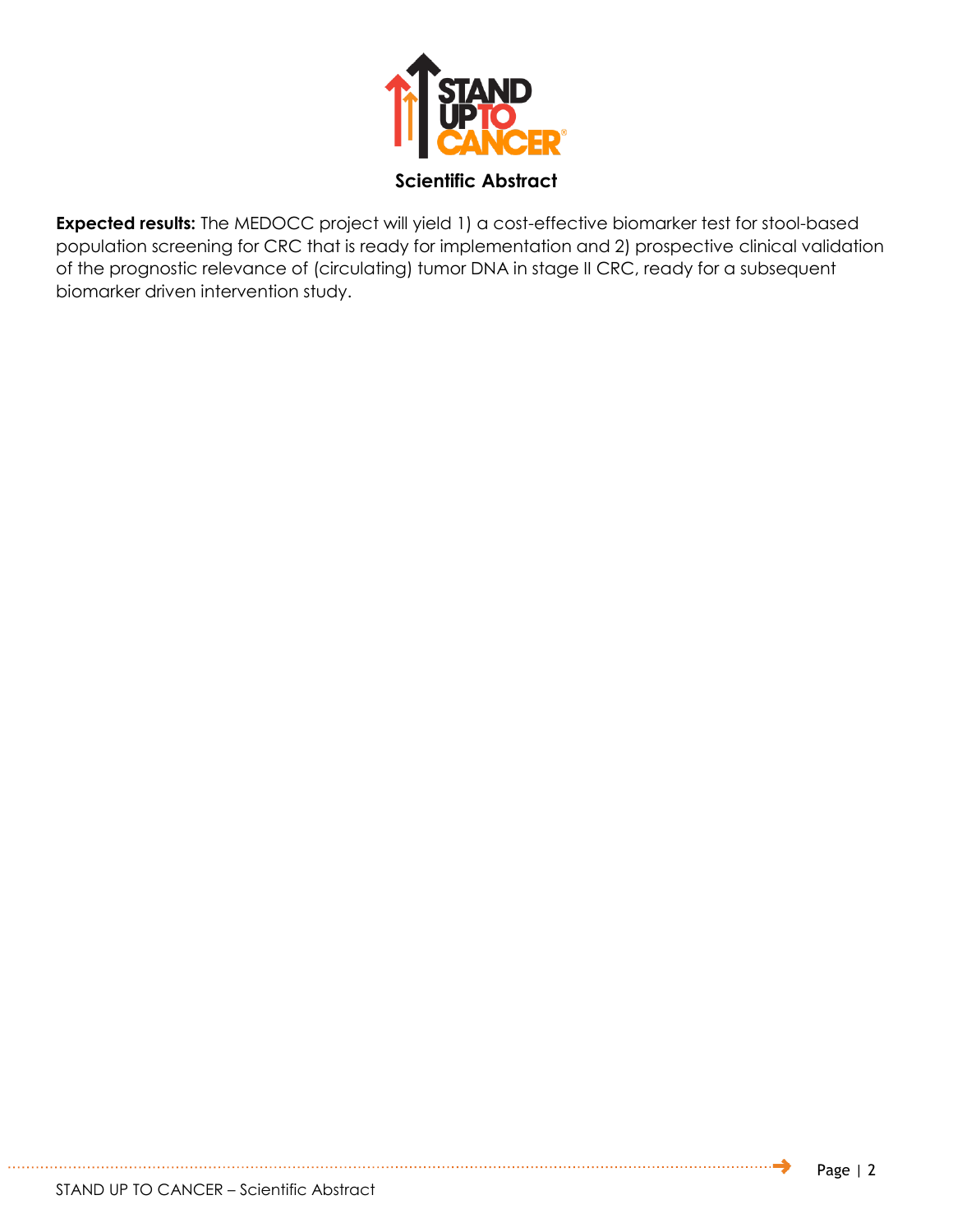**Expected results:** The MEDOCC project will yield 1) a cost-effective biomarker test for stool-based population screening for CRC that is ready for implementation and 2) prospective clinical validation of the prognostic relevance of (circulating) tumor DNA in stage II CRC, ready for a subsequent biomarker driven intervention study.